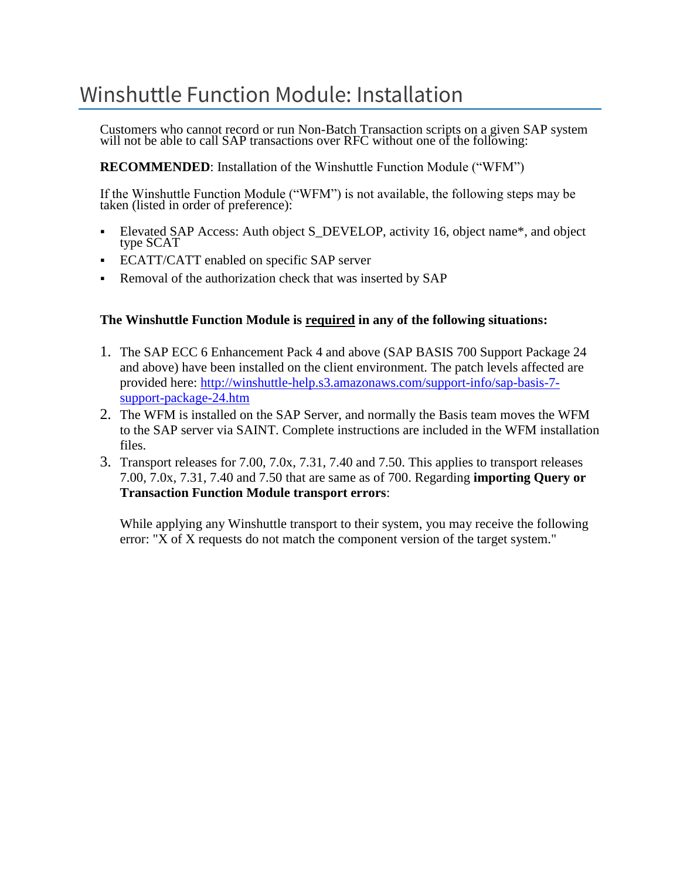# Winshuttle Function Module: Installation

Customers who cannot record or run Non-Batch Transaction scripts on a given SAP system will not be able to call SAP transactions over RFC without one of the following:

**RECOMMENDED**: Installation of the Winshuttle Function Module ("WFM")

If the Winshuttle Function Module ("WFM") is not available, the following steps may be taken (listed in order of preference):

- Elevated SAP Access: Auth object S_DEVELOP, activity 16, object name*, and object type SCAT
- ECATT/CATT enabled on specific SAP server
- Removal of the authorization check that was inserted by SAP

**The Winshuttle Function Module is <u>required</u> in any of the following situations:**

1. The SAP ECC 6 Enhancement Pack 4 and above (SAP BASIS 700 Support Package 24 and above) have been installed on the client environment. The patch levels affected are provided here: [http://winshuttle-help.s3.amazonaws.com/support-info/sap-basis-7-support-package-24.htm](http://winshuttle-help.s3.amazonaws.com/support-info/sap-basis-7-support-package-24.htm)
2. The WFM is installed on the SAP Server, and normally the Basis team moves the WFM to the SAP server via SAINT. Complete instructions are included in the WFM installation files.
3. Transport releases for 7.00, 7.0x, 7.31, 7.40 and 7.50. This applies to transport releases 7.00, 7.0x, 7.31, 7.40 and 7.50 that are same as of 700. Regarding **importing Query or Transaction Function Module transport errors**:

   While applying any Winshuttle transport to their system, you may receive the following error: "X of X requests do not match the component version of the target system."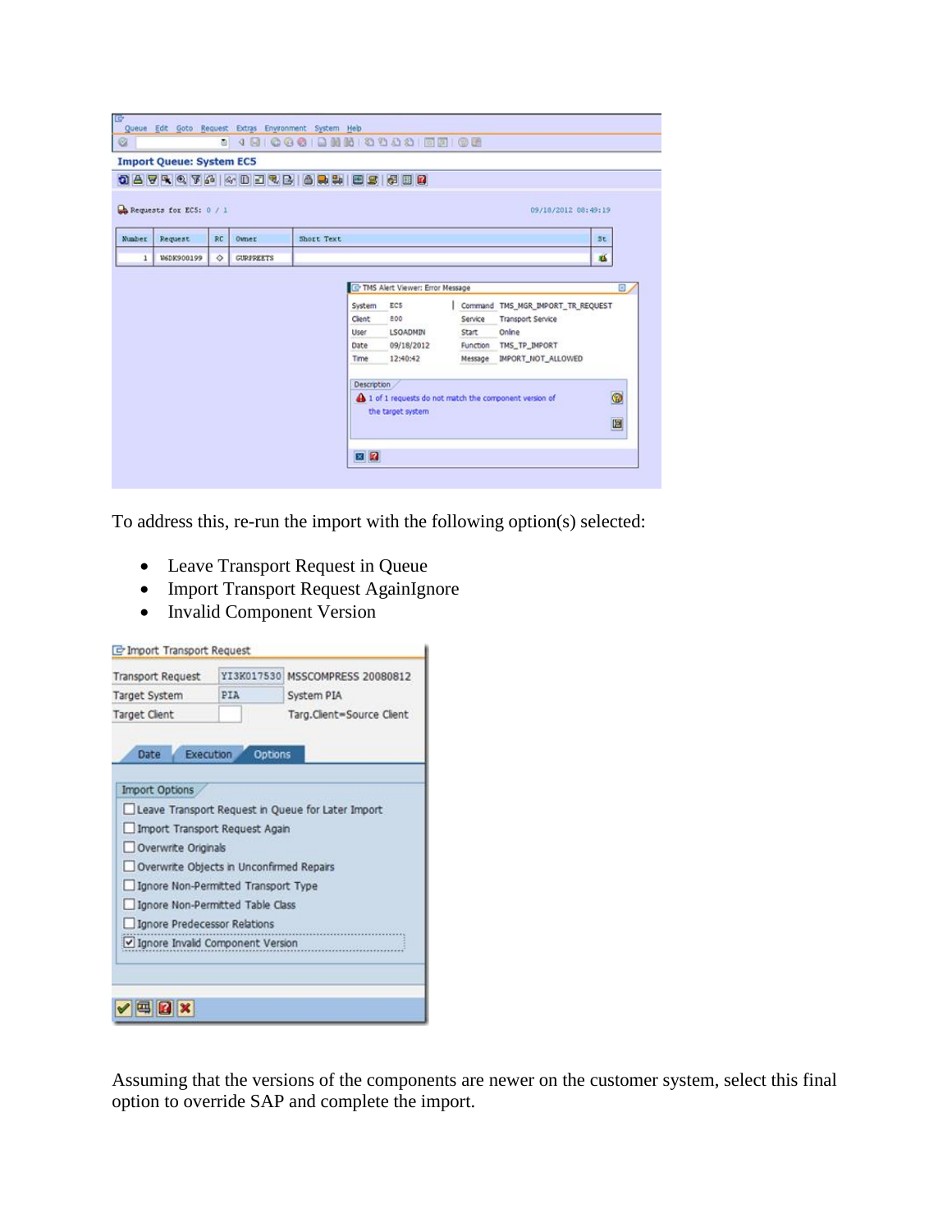To address this, re-run the import with the following option(s) selected:

- Leave Transport Request in Queue
- Import Transport Request AgainIgnore
- Invalid Component Version

Assuming that the versions of the components are newer on the customer system, select this final option to override SAP and complete the import.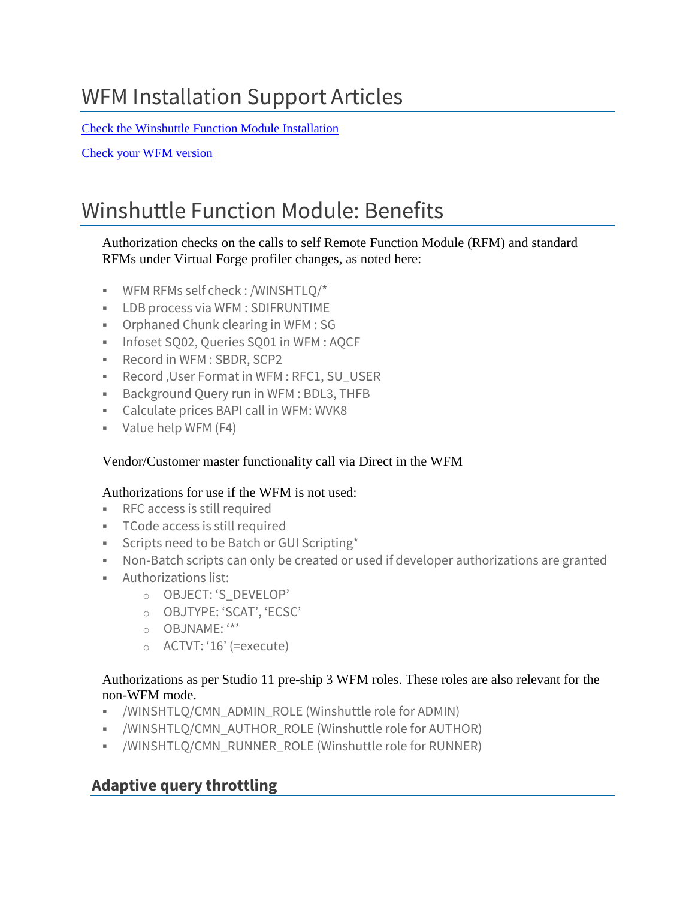# WFM Installation Support Articles

[Check the Winshuttle Function Module Installation]()

[Check your WFM version]()

# Winshuttle Function Module: Benefits

Authorization checks on the calls to self Remote Function Module (RFM) and standard RFMs under Virtual Forge profiler changes, as noted here:

- WFM RFMs self check : /WINSHTLQ/*
- LDB process via WFM : SDIFRUNTIME
- Orphaned Chunk clearing in WFM : SG
- Infoset SQ02, Queries SQ01 in WFM : AQCF
- Record in WFM : SBDR, SCP2
- Record ,User Format in WFM : RFC1, SU_USER
- Background Query run in WFM : BDL3, THFB
- Calculate prices BAPI call in WFM: WVK8
- Value help WFM (F4)

Vendor/Customer master functionality call via Direct in the WFM

Authorizations for use if the WFM is not used:

- RFC access is still required
- TCode access is still required
- Scripts need to be Batch or GUI Scripting*
- Non-Batch scripts can only be created or used if developer authorizations are granted
- Authorizations list:
  - OBJECT: 'S_DEVELOP'
  - OBJTYPE: 'SCAT', 'ECSC'
  - OBJNAME: '*'
  - ACTVT: '16' (=execute)

Authorizations as per Studio 11 pre-ship 3 WFM roles. These roles are also relevant for the non-WFM mode.

- /WINSHTLQ/CMN_ADMIN_ROLE (Winshuttle role for ADMIN)
- /WINSHTLQ/CMN_AUTHOR_ROLE (Winshuttle role for AUTHOR)
- /WINSHTLQ/CMN_RUNNER_ROLE (Winshuttle role for RUNNER)

## Adaptive query throttling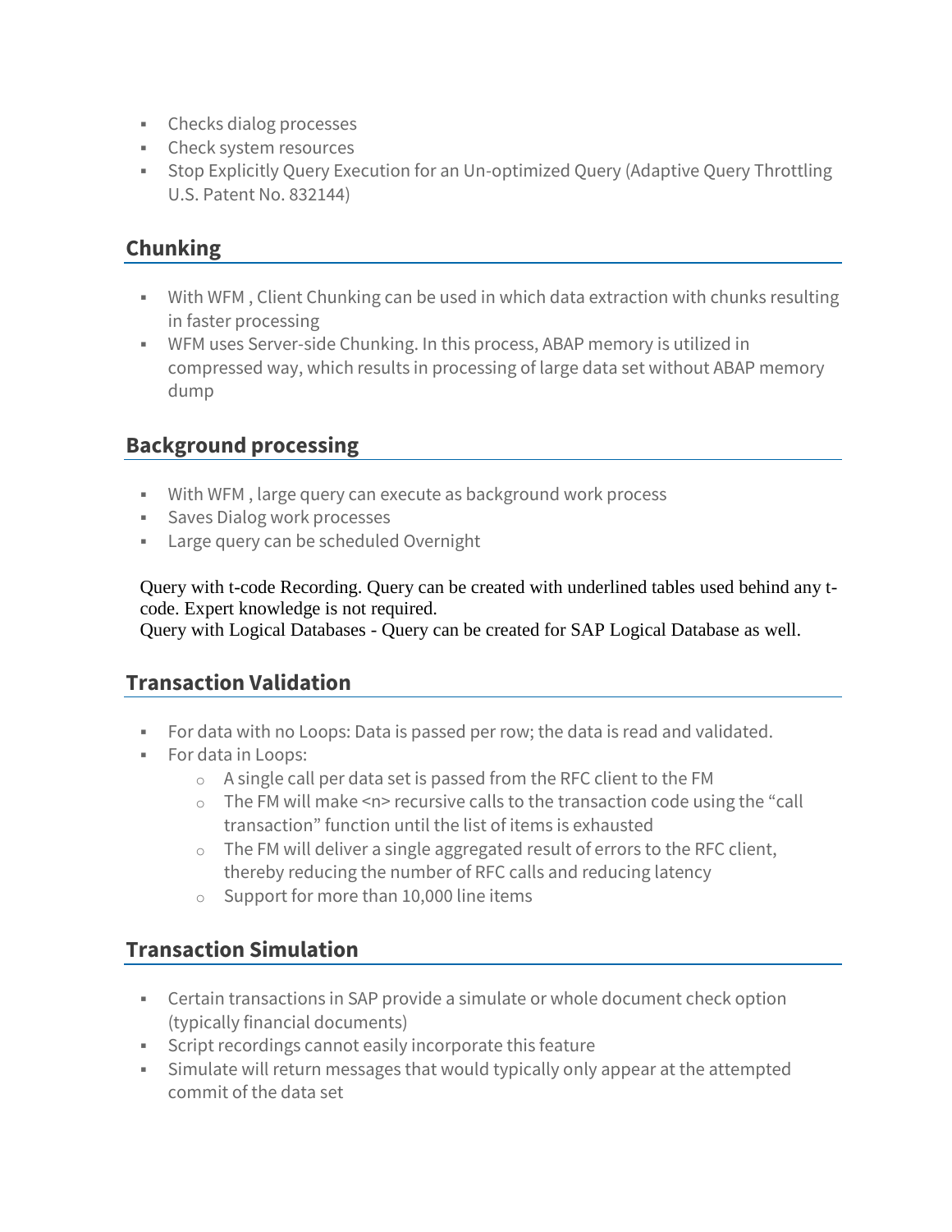- Checks dialog processes
- Check system resources
- Stop Explicitly Query Execution for an Un-optimized Query (Adaptive Query Throttling U.S. Patent No. 832144)

## Chunking

- With WFM , Client Chunking can be used in which data extraction with chunks resulting in faster processing
- WFM uses Server-side Chunking. In this process, ABAP memory is utilized in compressed way, which results in processing of large data set without ABAP memory dump

## Background processing

- With WFM , large query can execute as background work process
- Saves Dialog work processes
- Large query can be scheduled Overnight

Query with t-code Recording. Query can be created with underlined tables used behind any t-code. Expert knowledge is not required.
Query with Logical Databases - Query can be created for SAP Logical Database as well.

## Transaction Validation

- For data with no Loops: Data is passed per row; the data is read and validated.
- For data in Loops:
    - A single call per data set is passed from the RFC client to the FM
    - The FM will make <n> recursive calls to the transaction code using the "call transaction" function until the list of items is exhausted
    - The FM will deliver a single aggregated result of errors to the RFC client, thereby reducing the number of RFC calls and reducing latency
    - Support for more than 10,000 line items

## Transaction Simulation

- Certain transactions in SAP provide a simulate or whole document check option (typically financial documents)
- Script recordings cannot easily incorporate this feature
- Simulate will return messages that would typically only appear at the attempted commit of the data set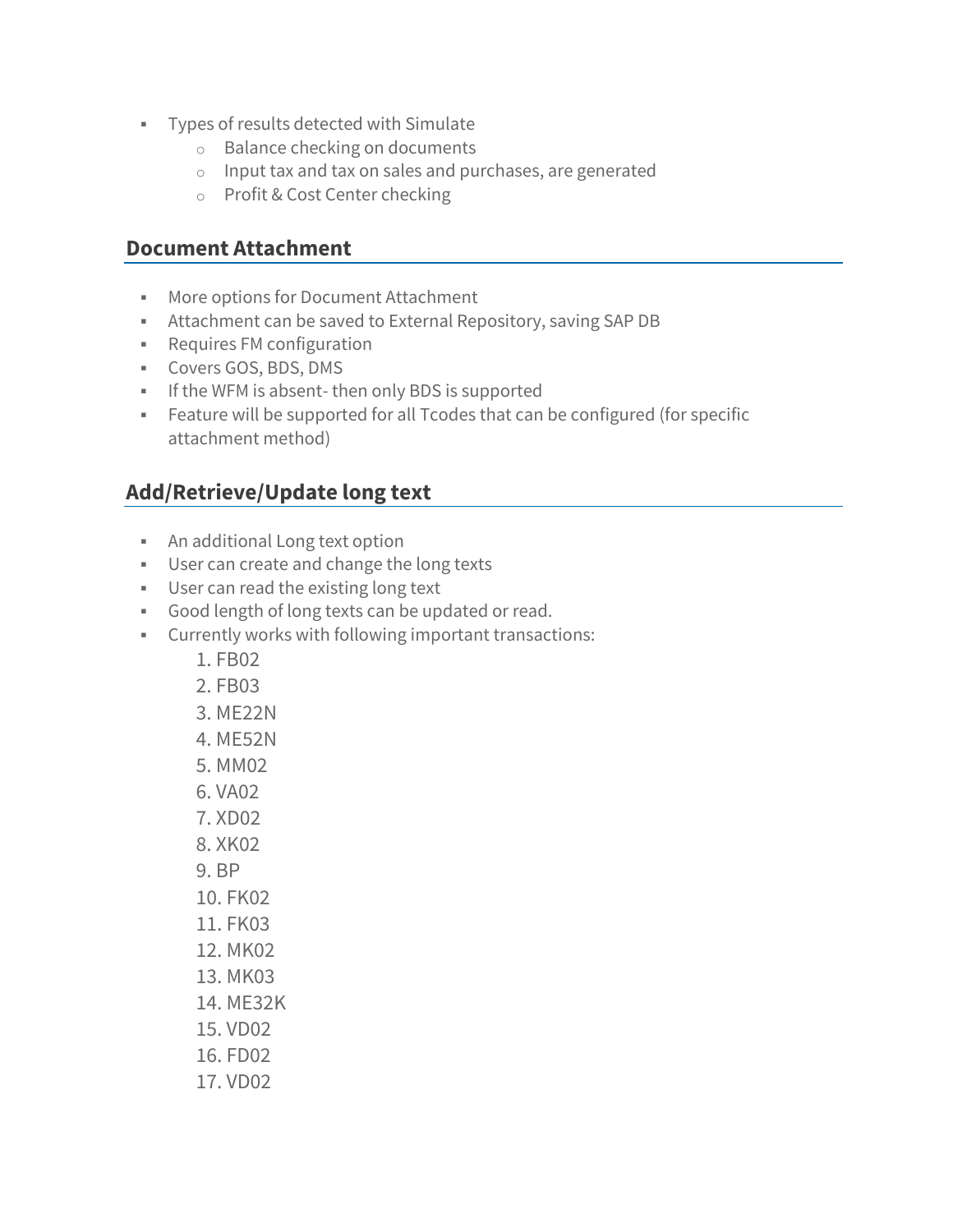- Types of results detected with Simulate
  - Balance checking on documents
  - Input tax and tax on sales and purchases, are generated
  - Profit & Cost Center checking

## Document Attachment

- More options for Document Attachment
- Attachment can be saved to External Repository, saving SAP DB
- Requires FM configuration
- Covers GOS, BDS, DMS
- If the WFM is absent- then only BDS is supported
- Feature will be supported for all Tcodes that can be configured (for specific attachment method)

## Add/Retrieve/Update long text

- An additional Long text option
- User can create and change the long texts
- User can read the existing long text
- Good length of long texts can be updated or read.
- Currently works with following important transactions:
  1. FB02
  2. FB03
  3. ME22N
  4. ME52N
  5. MM02
  6. VA02
  7. XD02
  8. XK02
  9. BP
  10. FK02
  11. FK03
  12. MK02
  13. MK03
  14. ME32K
  15. VD02
  16. FD02
  17. VD02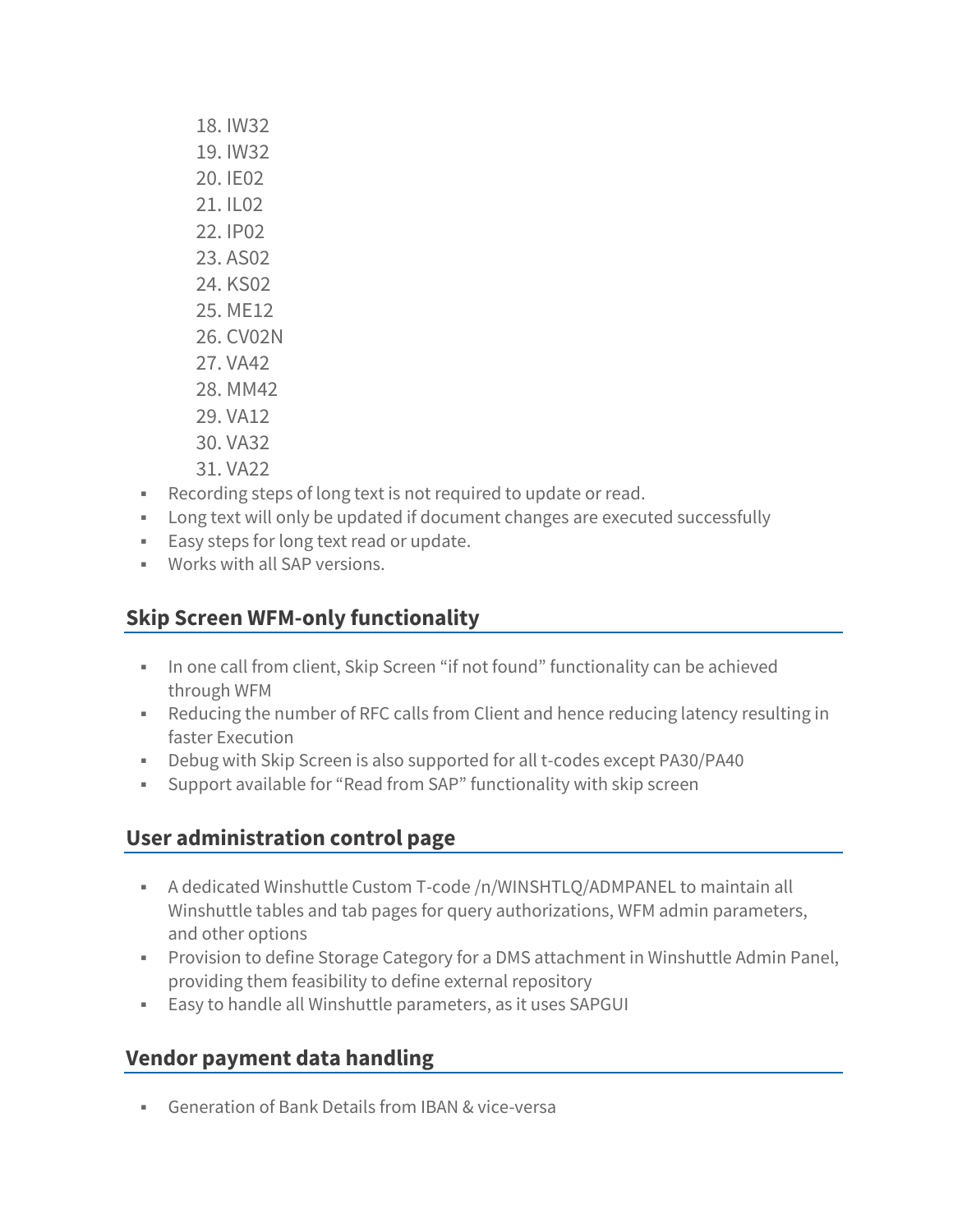18. IW32
19. IW32
20. IE02
21. IL02
22. IP02
23. AS02
24. KS02
25. ME12
26. CV02N
27. VA42
28. MM42
29. VA12
30. VA32
31. VA22

- Recording steps of long text is not required to update or read.
- Long text will only be updated if document changes are executed successfully
- Easy steps for long text read or update.
- Works with all SAP versions.

## Skip Screen WFM-only functionality

- In one call from client, Skip Screen "if not found" functionality can be achieved through WFM
- Reducing the number of RFC calls from Client and hence reducing latency resulting in faster Execution
- Debug with Skip Screen is also supported for all t-codes except PA30/PA40
- Support available for "Read from SAP" functionality with skip screen

## User administration control page

- A dedicated Winshuttle Custom T-code /n/WINSHTLQ/ADMPANEL to maintain all Winshuttle tables and tab pages for query authorizations, WFM admin parameters, and other options
- Provision to define Storage Category for a DMS attachment in Winshuttle Admin Panel, providing them feasibility to define external repository
- Easy to handle all Winshuttle parameters, as it uses SAPGUI

## Vendor payment data handling

- Generation of Bank Details from IBAN & vice-versa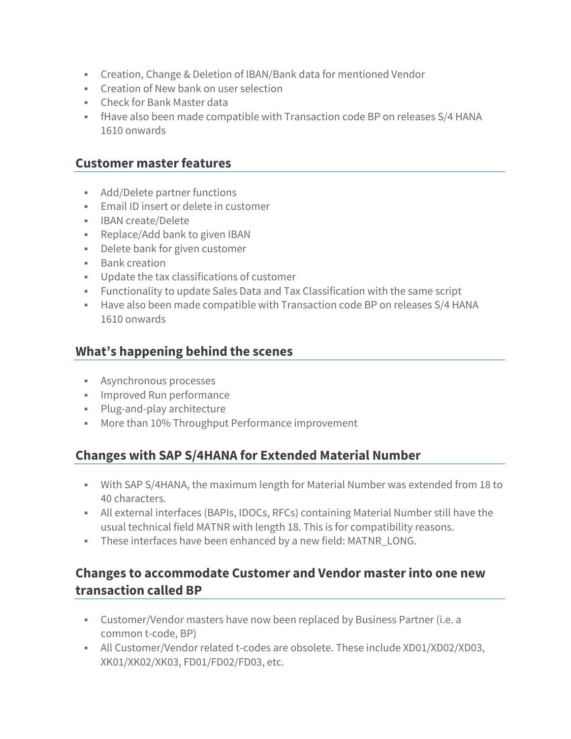- Creation, Change & Deletion of IBAN/Bank data for mentioned Vendor
- Creation of New bank on user selection
- Check for Bank Master data
- fHave also been made compatible with Transaction code BP on releases S/4 HANA 1610 onwards

## Customer master features

- Add/Delete partner functions
- Email ID insert or delete in customer
- IBAN create/Delete
- Replace/Add bank to given IBAN
- Delete bank for given customer
- Bank creation
- Update the tax classifications of customer
- Functionality to update Sales Data and Tax Classification with the same script
- Have also been made compatible with Transaction code BP on releases S/4 HANA 1610 onwards

## What's happening behind the scenes

- Asynchronous processes
- Improved Run performance
- Plug-and-play architecture
- More than 10% Throughput Performance improvement

## Changes with SAP S/4HANA for Extended Material Number

- With SAP S/4HANA, the maximum length for Material Number was extended from 18 to 40 characters.
- All external interfaces (BAPIs, IDOCs, RFCs) containing Material Number still have the usual technical field MATNR with length 18. This is for compatibility reasons.
- These interfaces have been enhanced by a new field: MATNR_LONG.

## Changes to accommodate Customer and Vendor master into one new transaction called BP

- Customer/Vendor masters have now been replaced by Business Partner (i.e. a common t-code, BP)
- All Customer/Vendor related t-codes are obsolete. These include XD01/XD02/XD03, XK01/XK02/XK03, FD01/FD02/FD03, etc.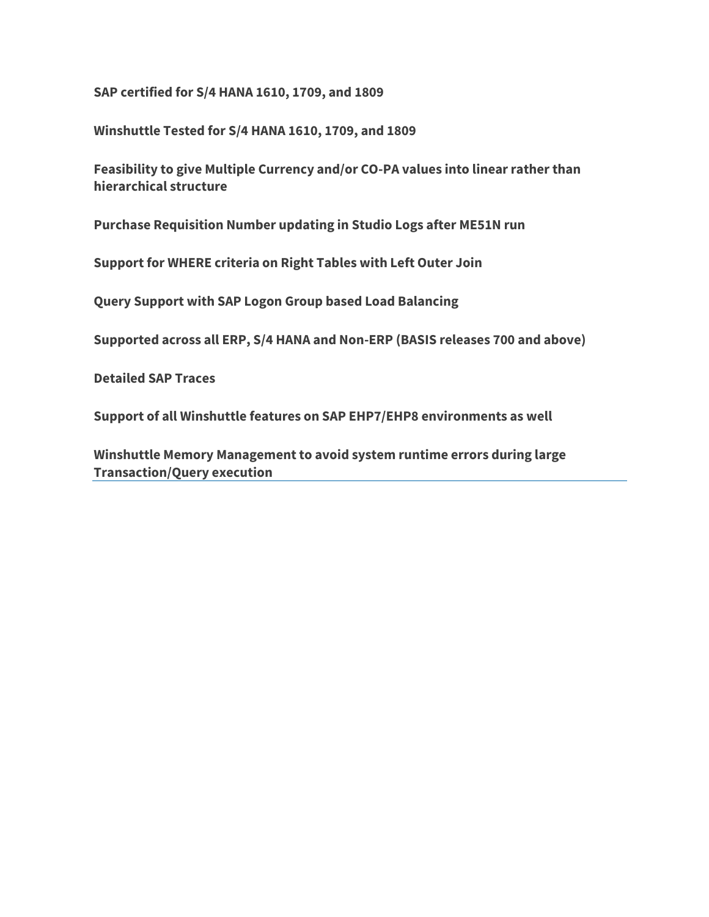**SAP certified for S/4 HANA 1610, 1709, and 1809**

**Winshuttle Tested for S/4 HANA 1610, 1709, and 1809**

**Feasibility to give Multiple Currency and/or CO-PA values into linear rather than hierarchical structure**

**Purchase Requisition Number updating in Studio Logs after ME51N run**

**Support for WHERE criteria on Right Tables with Left Outer Join**

**Query Support with SAP Logon Group based Load Balancing**

**Supported across all ERP, S/4 HANA and Non-ERP (BASIS releases 700 and above)**

**Detailed SAP Traces**

**Support of all Winshuttle features on SAP EHP7/EHP8 environments as well**

**Winshuttle Memory Management to avoid system runtime errors during large Transaction/Query execution**